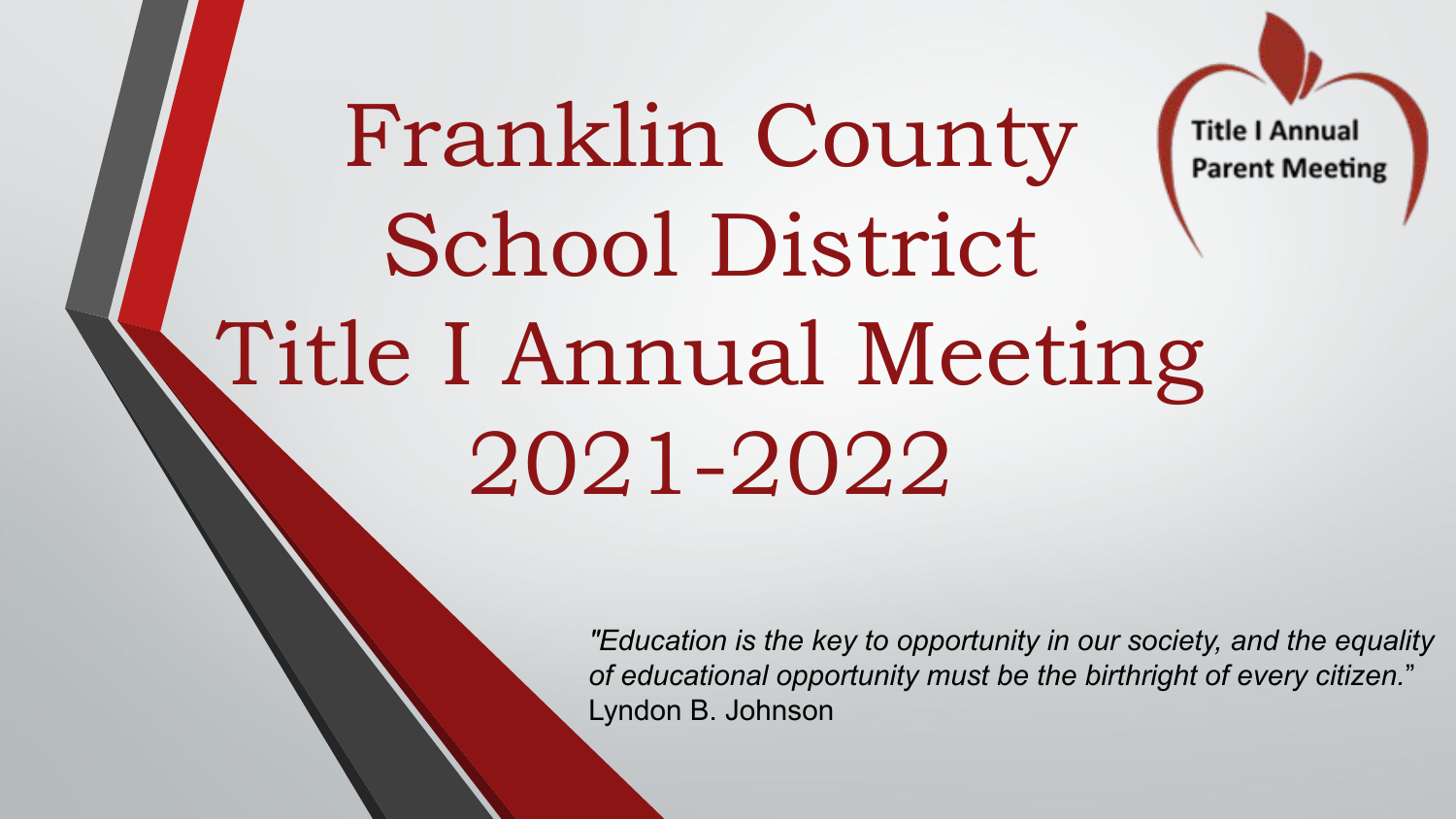# Franklin County School District Title I Annual Meeting 2021-2022

Title I Annual Parent Meeting

*"Education is the key to opportunity in our society, and the equality of educational opportunity must be the birthright of every citizen."*
Lyndon B. Johnson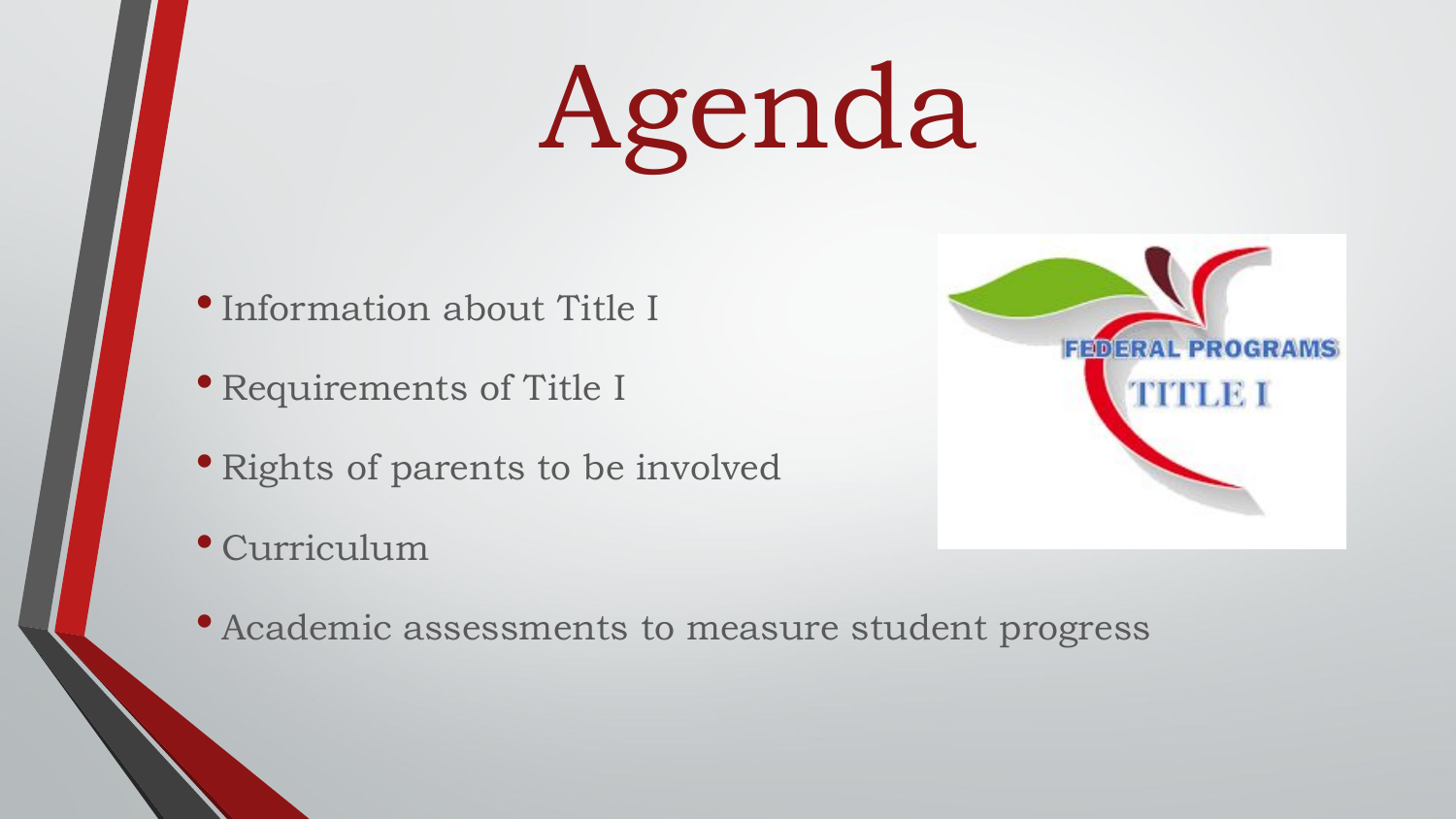# Agenda

- Information about Title I
- Requirements of Title I
- Rights of parents to be involved
- Curriculum
- Academic assessments to measure student progress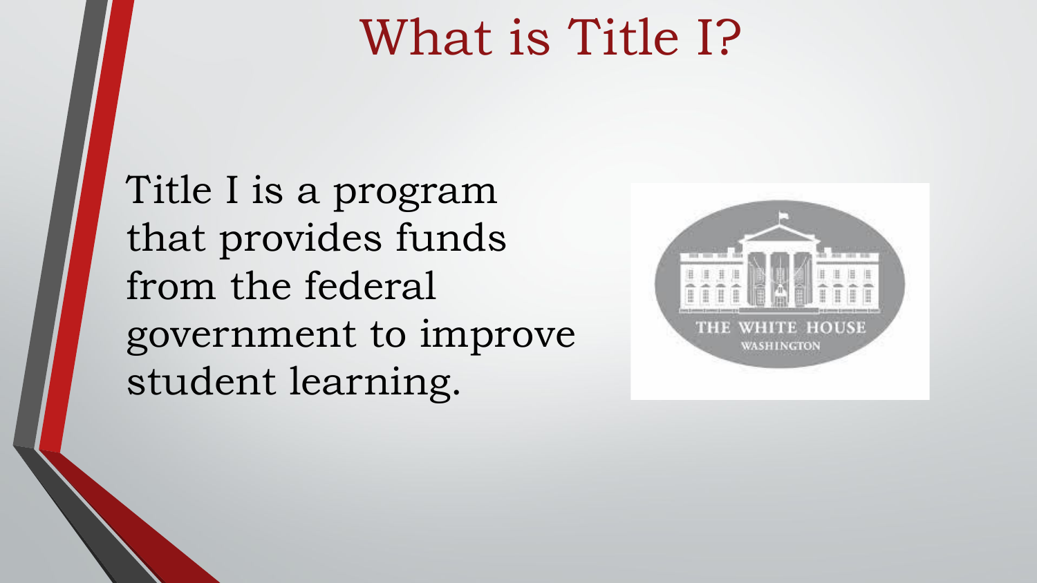# What is Title I?

Title I is a program that provides funds from the federal government to improve student learning.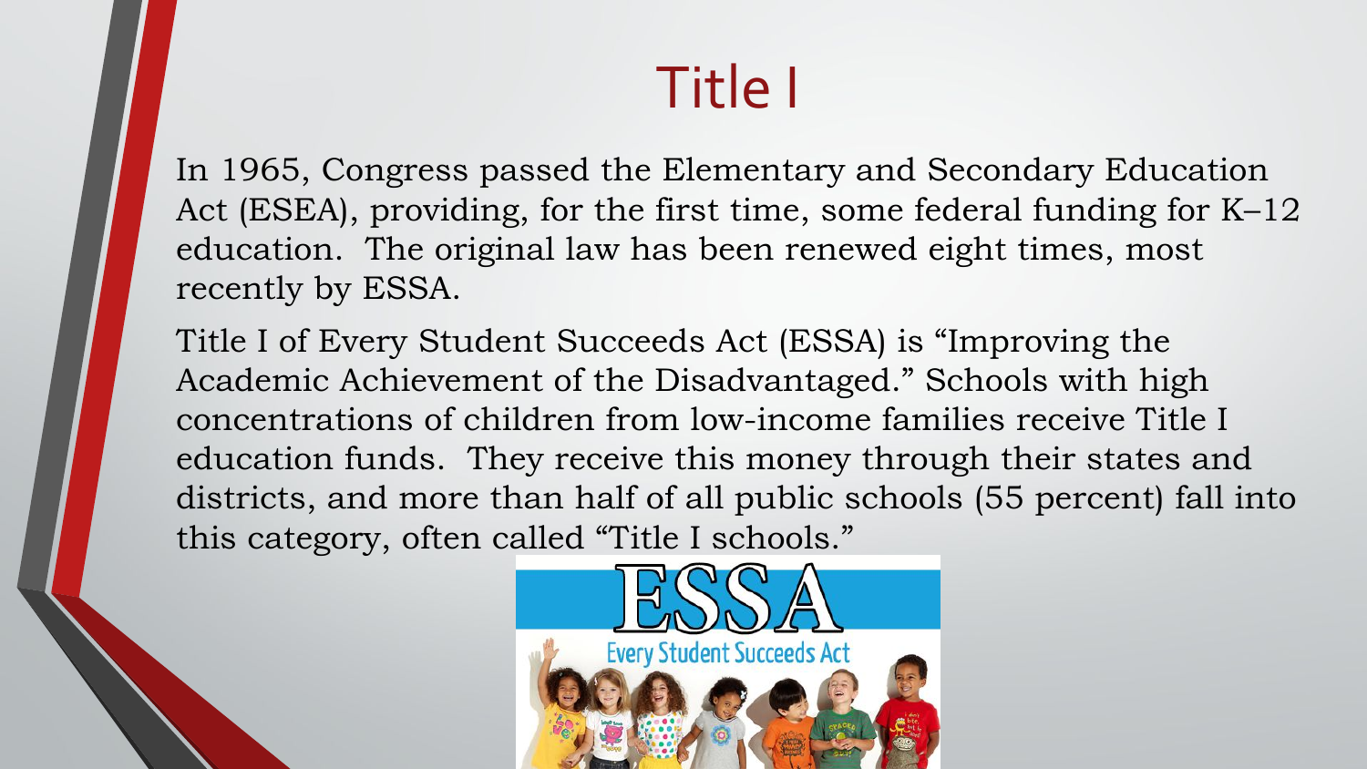# Title I

In 1965, Congress passed the Elementary and Secondary Education Act (ESEA), providing, for the first time, some federal funding for K–12 education. The original law has been renewed eight times, most recently by ESSA.

Title I of Every Student Succeeds Act (ESSA) is "Improving the Academic Achievement of the Disadvantaged." Schools with high concentrations of children from low-income families receive Title I education funds. They receive this money through their states and districts, and more than half of all public schools (55 percent) fall into this category, often called "Title I schools."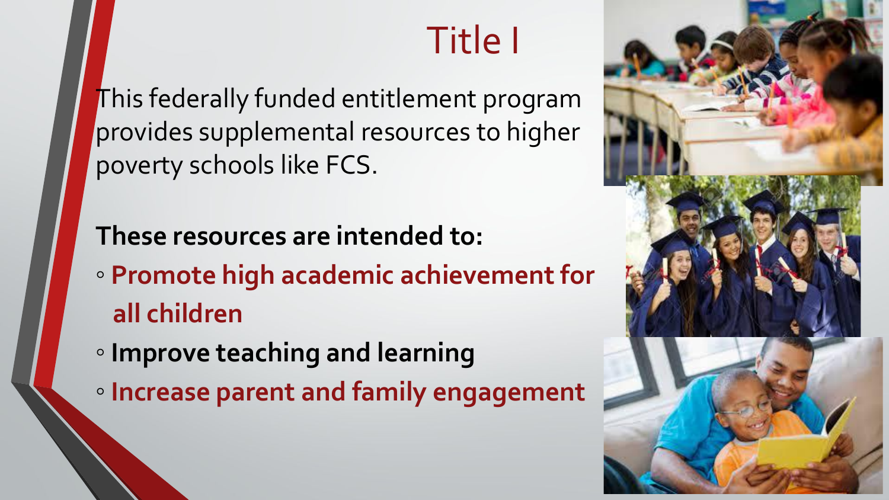# Title I

This federally funded entitlement program provides supplemental resources to higher poverty schools like FCS.

**These resources are intended to:**

- **Promote high academic achievement for all children**
- **Improve teaching and learning**
- **Increase parent and family engagement**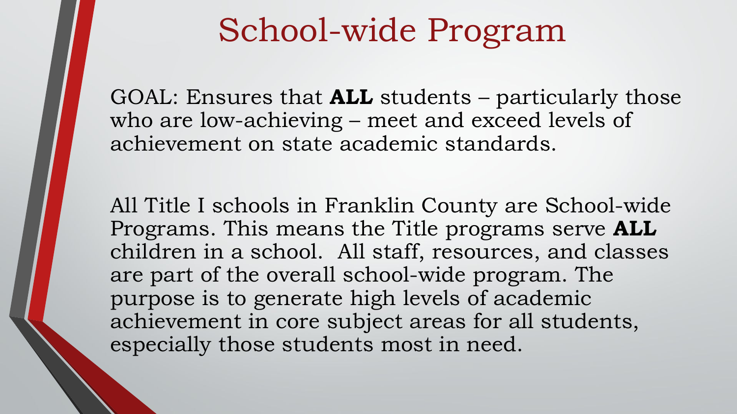# School-wide Program

GOAL: Ensures that **ALL** students – particularly those who are low-achieving – meet and exceed levels of achievement on state academic standards.

All Title I schools in Franklin County are School-wide Programs. This means the Title programs serve **ALL** children in a school. All staff, resources, and classes are part of the overall school-wide program. The purpose is to generate high levels of academic achievement in core subject areas for all students, especially those students most in need.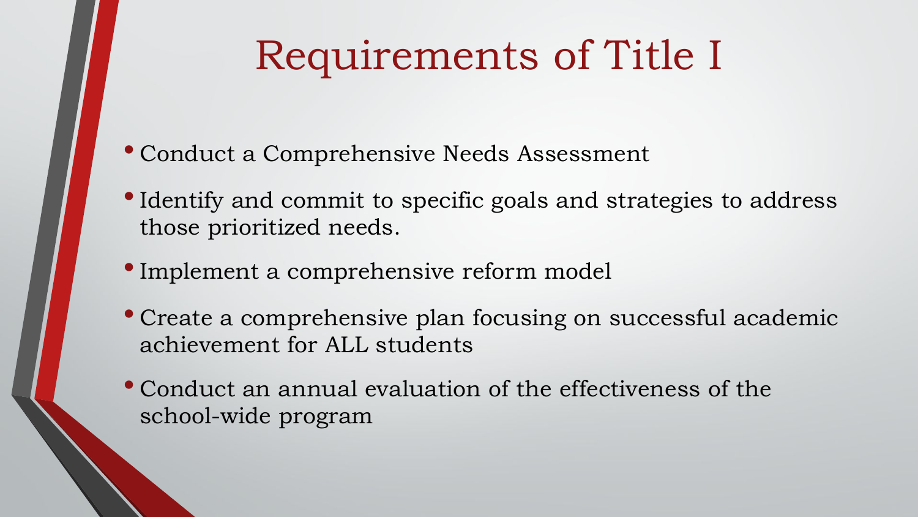# Requirements of Title I

- Conduct a Comprehensive Needs Assessment
- Identify and commit to specific goals and strategies to address those prioritized needs.
- Implement a comprehensive reform model
- Create a comprehensive plan focusing on successful academic achievement for ALL students
- Conduct an annual evaluation of the effectiveness of the school-wide program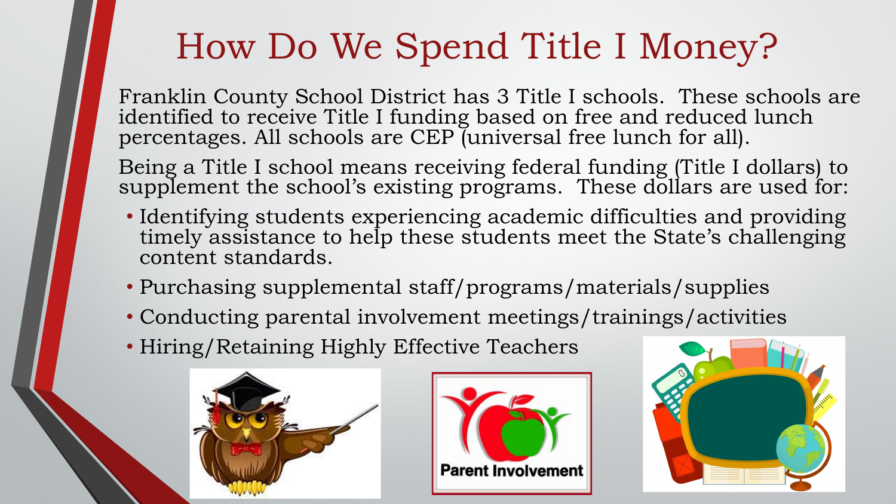# How Do We Spend Title I Money?

Franklin County School District has 3 Title I schools. These schools are identified to receive Title I funding based on free and reduced lunch percentages. All schools are CEP (universal free lunch for all).

Being a Title I school means receiving federal funding (Title I dollars) to supplement the school's existing programs. These dollars are used for:

- Identifying students experiencing academic difficulties and providing timely assistance to help these students meet the State's challenging content standards.
- Purchasing supplemental staff/programs/materials/supplies
- Conducting parental involvement meetings/trainings/activities
- Hiring/Retaining Highly Effective Teachers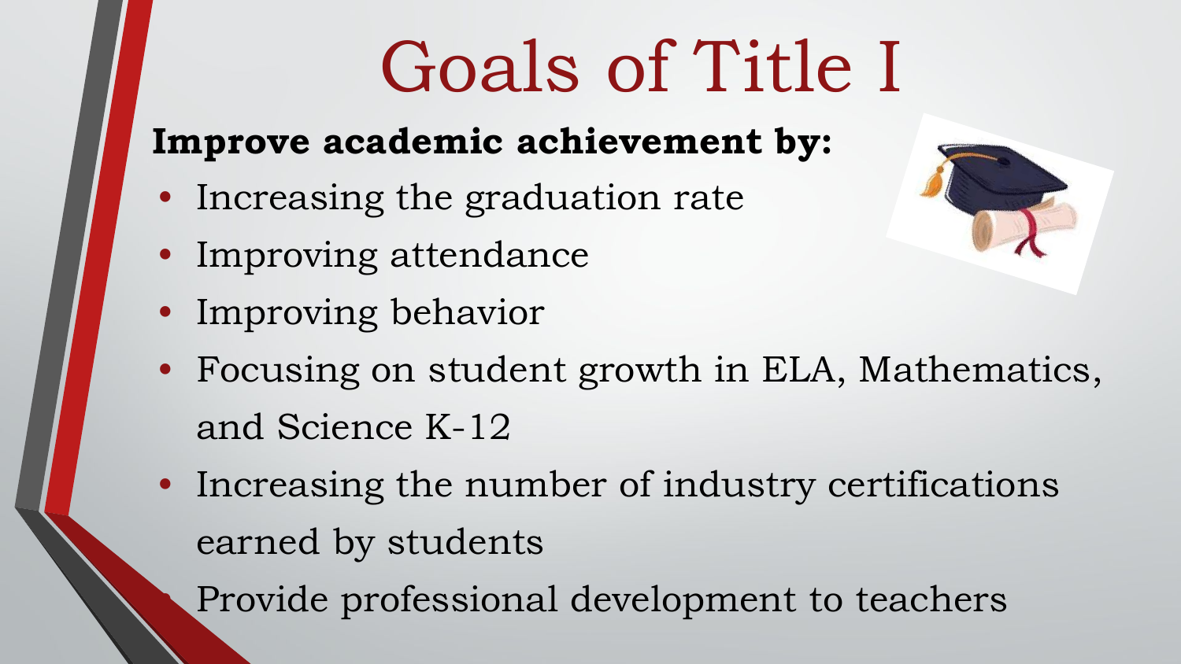# Goals of Title I

**Improve academic achievement by:**

- Increasing the graduation rate
- Improving attendance
- Improving behavior
- Focusing on student growth in ELA, Mathematics, and Science K-12
- Increasing the number of industry certifications earned by students
- Provide professional development to teachers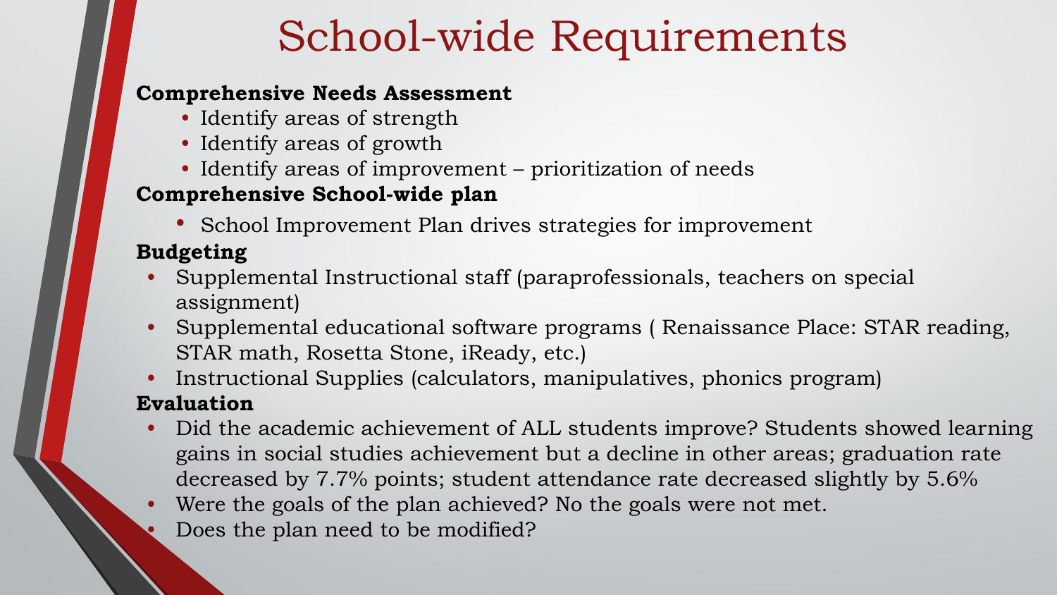# School-wide Requirements

**Comprehensive Needs Assessment**

- Identify areas of strength
- Identify areas of growth
- Identify areas of improvement – prioritization of needs

**Comprehensive School-wide plan**

- School Improvement Plan drives strategies for improvement

**Budgeting**

- Supplemental Instructional staff (paraprofessionals, teachers on special assignment)
- Supplemental educational software programs ( Renaissance Place: STAR reading, STAR math, Rosetta Stone, iReady, etc.)
- Instructional Supplies (calculators, manipulatives, phonics program)

**Evaluation**

- Did the academic achievement of ALL students improve? Students showed learning gains in social studies achievement but a decline in other areas; graduation rate decreased by 7.7% points; student attendance rate decreased slightly by 5.6%
- Were the goals of the plan achieved? No the goals were not met.
- Does the plan need to be modified?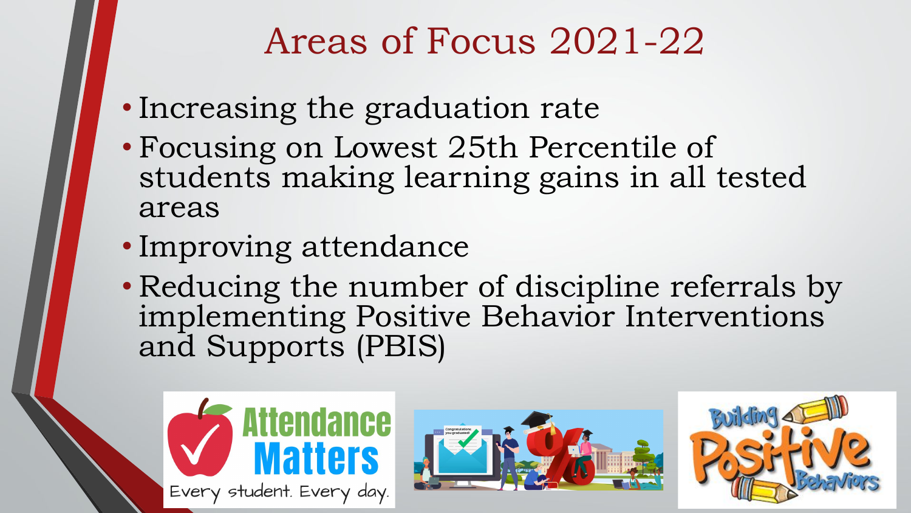# Areas of Focus 2021-22

- Increasing the graduation rate
- Focusing on Lowest 25th Percentile of students making learning gains in all tested areas
- Improving attendance
- Reducing the number of discipline referrals by implementing Positive Behavior Interventions and Supports (PBIS)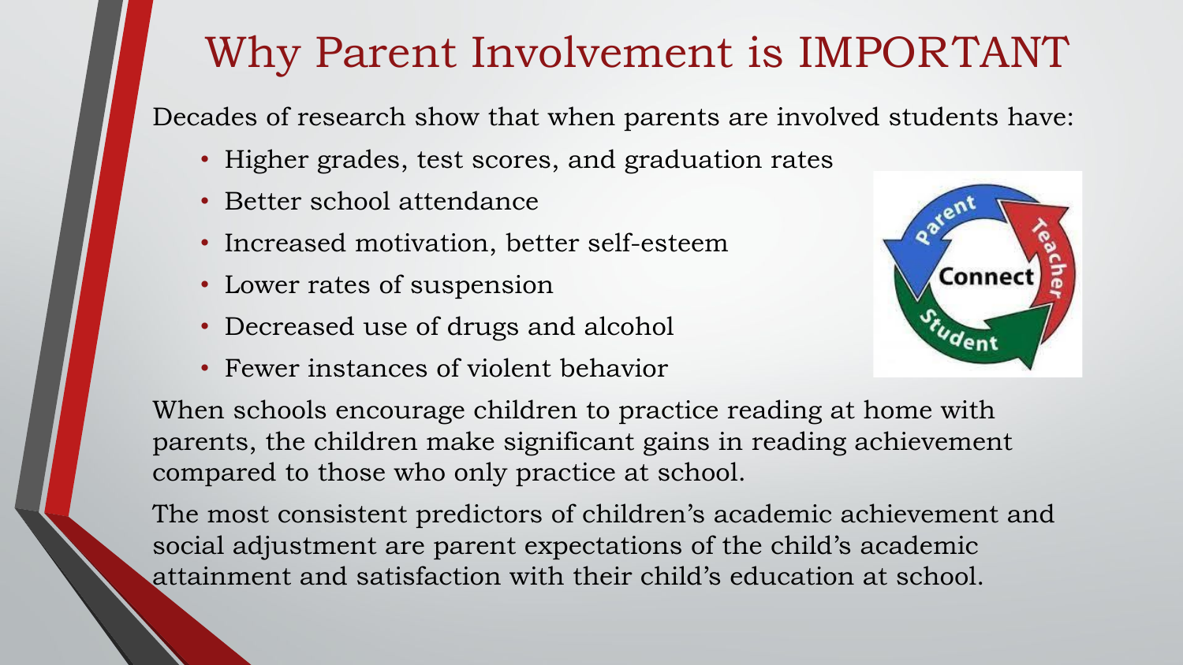# Why Parent Involvement is IMPORTANT

Decades of research show that when parents are involved students have:

- Higher grades, test scores, and graduation rates
- Better school attendance
- Increased motivation, better self-esteem
- Lower rates of suspension
- Decreased use of drugs and alcohol
- Fewer instances of violent behavior

When schools encourage children to practice reading at home with parents, the children make significant gains in reading achievement compared to those who only practice at school.

The most consistent predictors of children's academic achievement and social adjustment are parent expectations of the child's academic attainment and satisfaction with their child's education at school.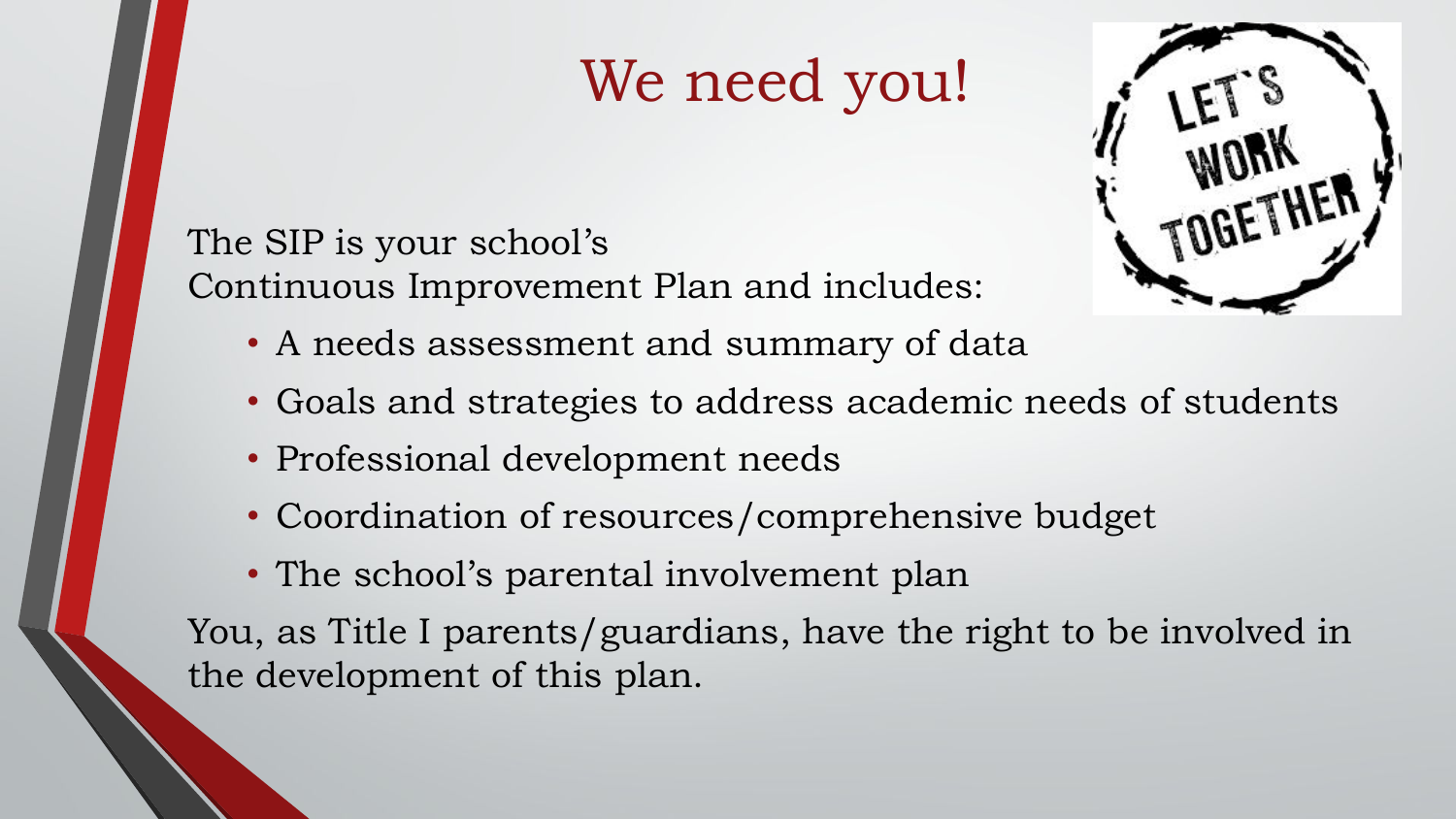# We need you!

The SIP is your school's
Continuous Improvement Plan and includes:

- A needs assessment and summary of data
- Goals and strategies to address academic needs of students
- Professional development needs
- Coordination of resources/comprehensive budget
- The school's parental involvement plan

You, as Title I parents/guardians, have the right to be involved in the development of this plan.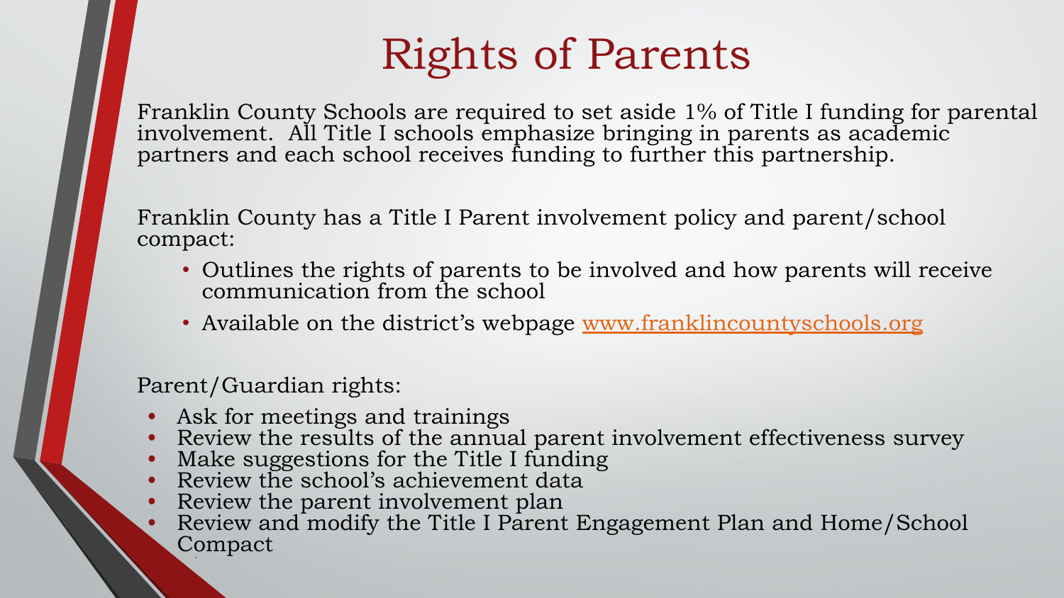# Rights of Parents

Franklin County Schools are required to set aside 1% of Title I funding for parental involvement. All Title I schools emphasize bringing in parents as academic partners and each school receives funding to further this partnership.

Franklin County has a Title I Parent involvement policy and parent/school compact:

- Outlines the rights of parents to be involved and how parents will receive communication from the school
- Available on the district's webpage [www.franklincountyschools.org](http://www.franklincountyschools.org)

Parent/Guardian rights:

- Ask for meetings and trainings
- Review the results of the annual parent involvement effectiveness survey
- Make suggestions for the Title I funding
- Review the school's achievement data
- Review the parent involvement plan
- Review and modify the Title I Parent Engagement Plan and Home/School Compact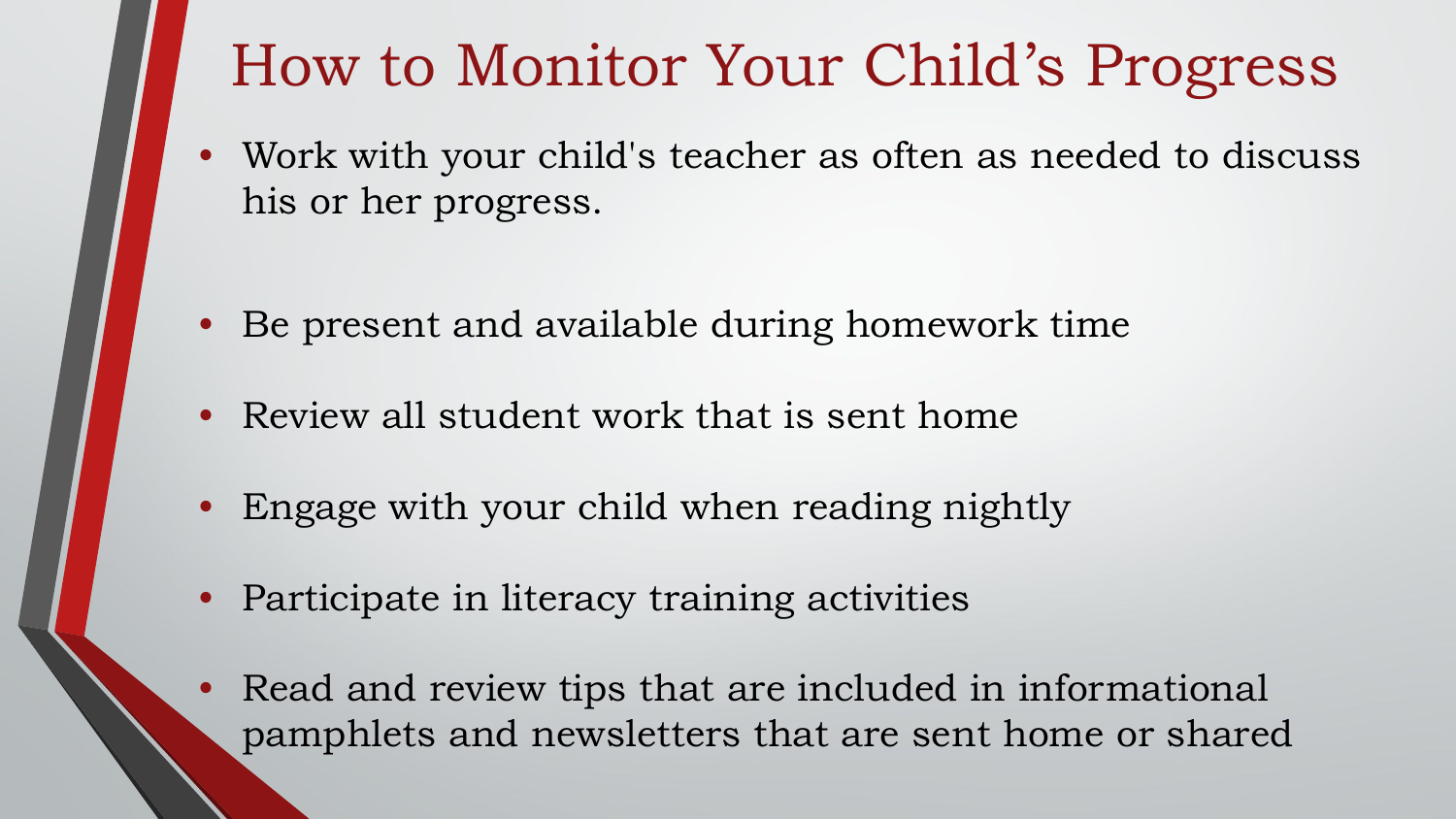# How to Monitor Your Child's Progress

- Work with your child's teacher as often as needed to discuss his or her progress.
- Be present and available during homework time
- Review all student work that is sent home
- Engage with your child when reading nightly
- Participate in literacy training activities
- Read and review tips that are included in informational pamphlets and newsletters that are sent home or shared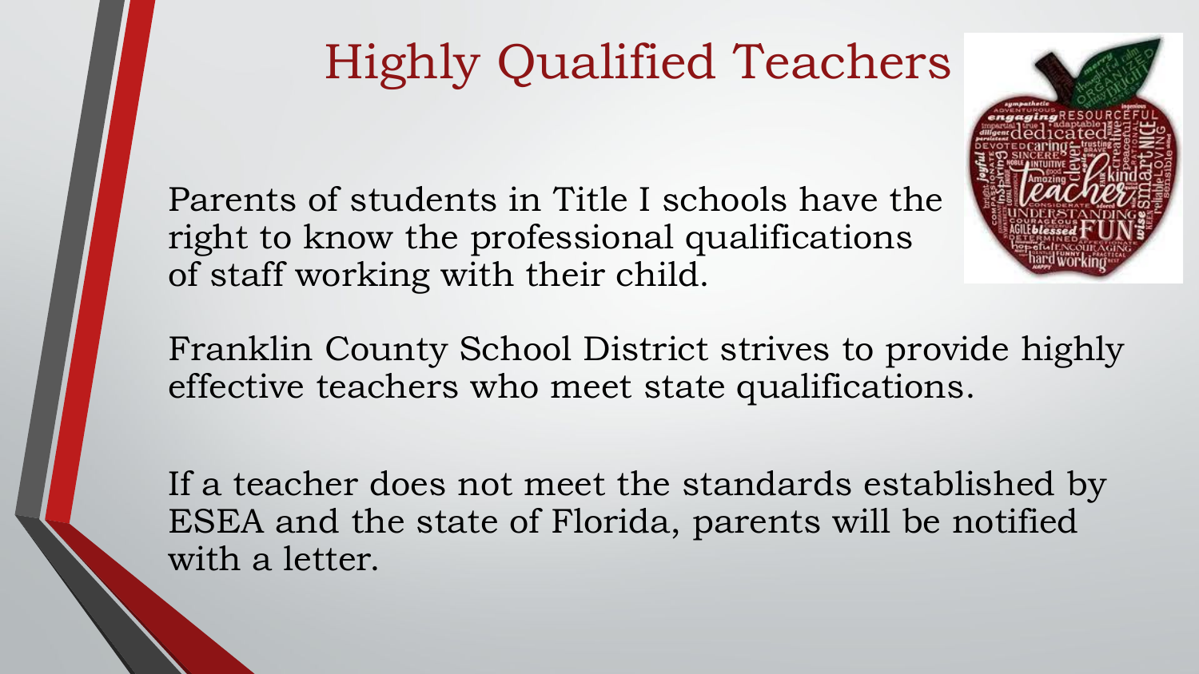# Highly Qualified Teachers

Parents of students in Title I schools have the right to know the professional qualifications of staff working with their child.

Franklin County School District strives to provide highly effective teachers who meet state qualifications.

If a teacher does not meet the standards established by ESEA and the state of Florida, parents will be notified with a letter.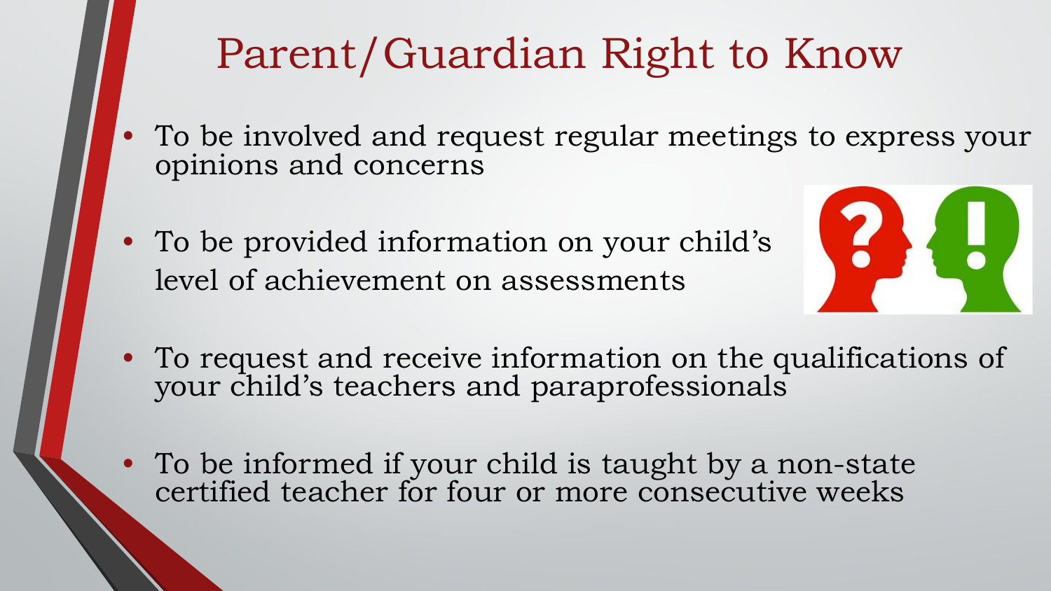# Parent/Guardian Right to Know

- To be involved and request regular meetings to express your opinions and concerns
- To be provided information on your child's level of achievement on assessments
- To request and receive information on the qualifications of your child's teachers and paraprofessionals
- To be informed if your child is taught by a non-state certified teacher for four or more consecutive weeks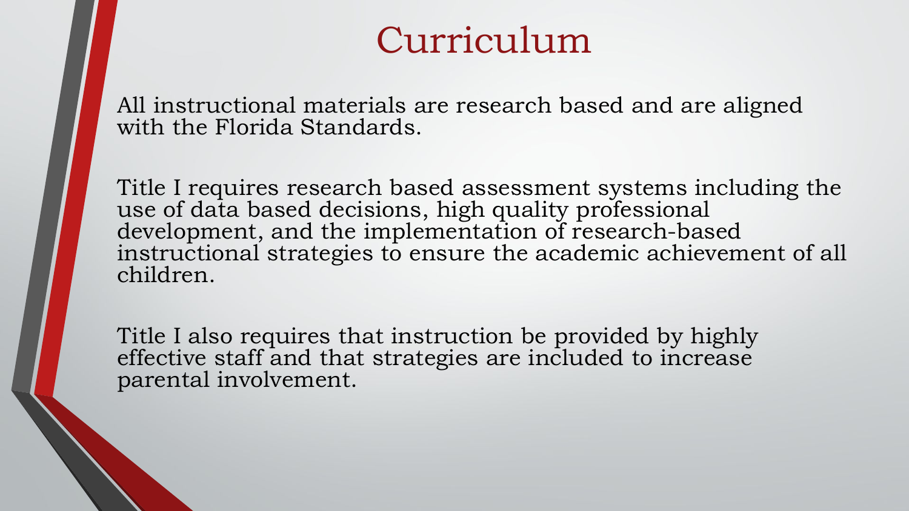# Curriculum

All instructional materials are research based and are aligned with the Florida Standards.

Title I requires research based assessment systems including the use of data based decisions, high quality professional development, and the implementation of research-based instructional strategies to ensure the academic achievement of all children.

Title I also requires that instruction be provided by highly effective staff and that strategies are included to increase parental involvement.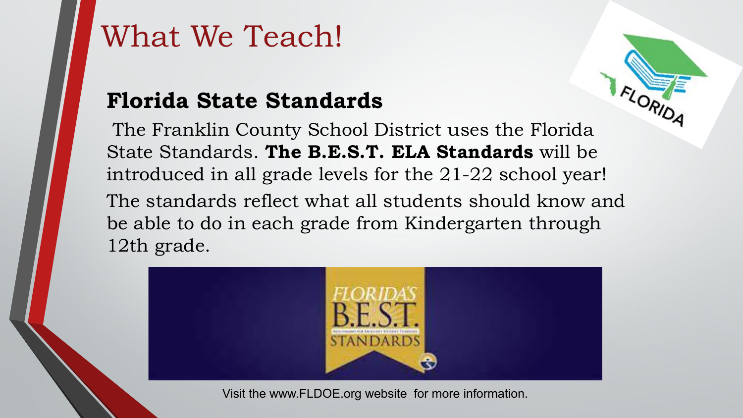# What We Teach!

## Florida State Standards

The Franklin County School District uses the Florida State Standards. **The B.E.S.T. ELA Standards** will be introduced in all grade levels for the 21-22 school year!

The standards reflect what all students should know and be able to do in each grade from Kindergarten through 12th grade.

Visit the www.FLDOE.org website for more information.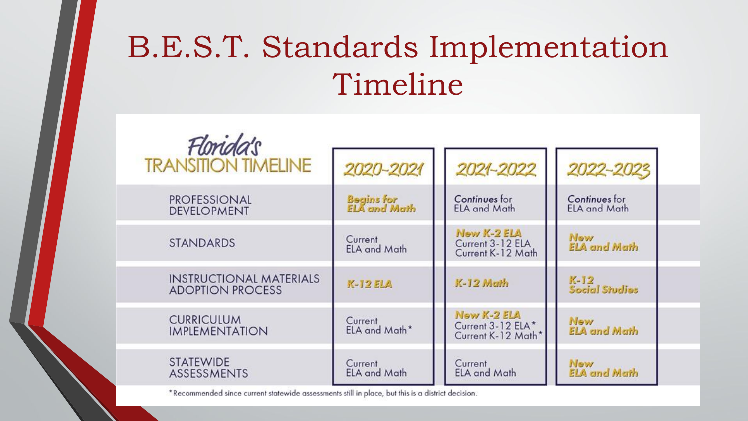# B.E.S.T. Standards Implementation Timeline

| Florida's TRANSITION TIMELINE | 2020-2021 | 2021-2022 | 2022-2023 |
| --- | --- | --- | --- |
| PROFESSIONAL DEVELOPMENT | ***Begins for ELA and Math*** | ***Continues*** for ELA and Math | ***Continues*** for ELA and Math |
| STANDARDS | Current ELA and Math | ***New K-2 ELA*** Current 3-12 ELA Current K-12 Math | ***New ELA and Math*** |
| INSTRUCTIONAL MATERIALS ADOPTION PROCESS | ***K-12 ELA*** | ***K-12 Math*** | ***K-12 Social Studies*** |
| CURRICULUM IMPLEMENTATION | Current ELA and Math* | ***New K-2 ELA*** Current 3-12 ELA* Current K-12 Math* | ***New ELA and Math*** |
| STATEWIDE ASSESSMENTS | Current ELA and Math | Current ELA and Math | ***New ELA and Math*** |

*Recommended since current statewide assessments still in place, but this is a district decision.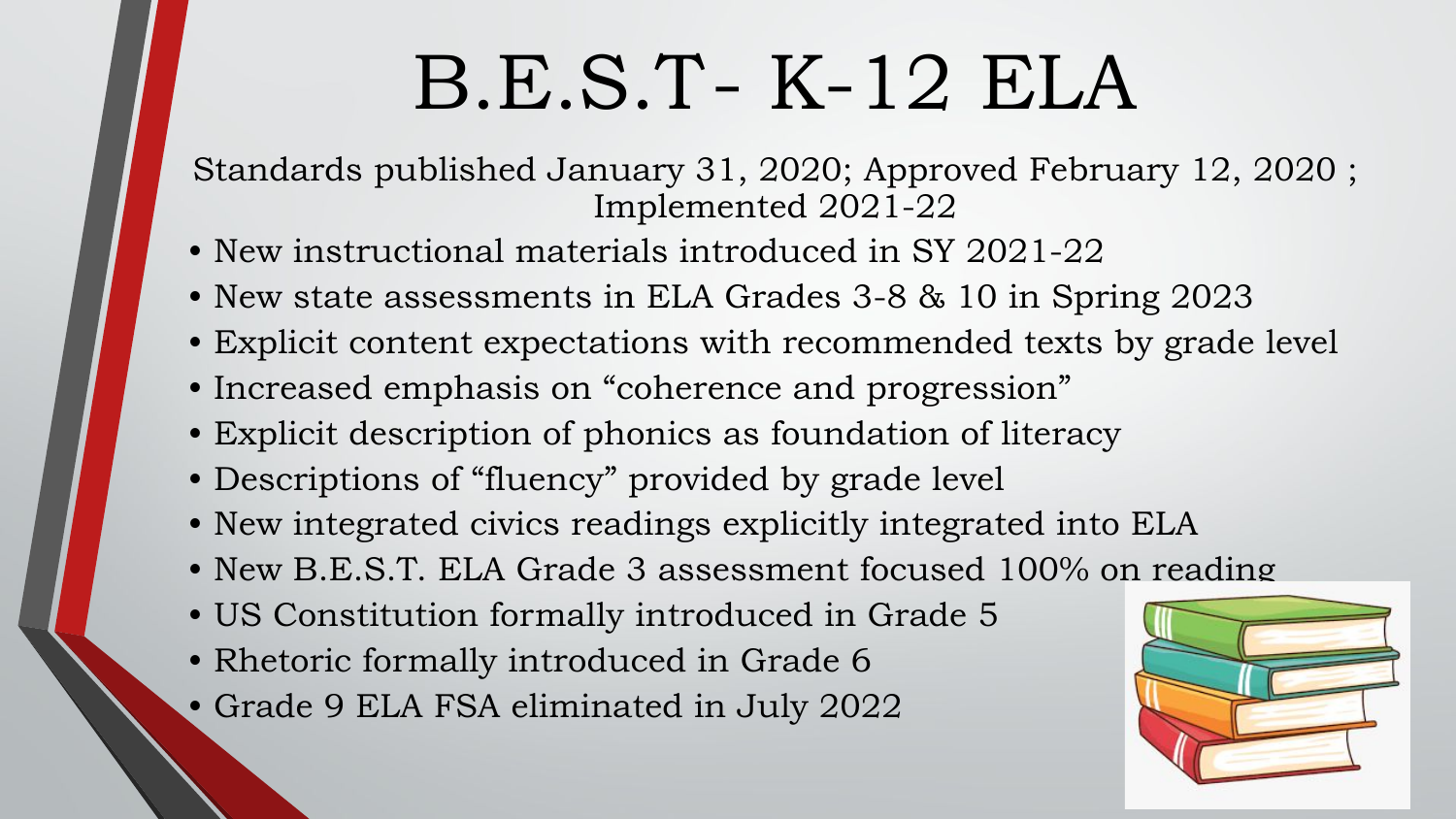# B.E.S.T- K-12 ELA

Standards published January 31, 2020; Approved February 12, 2020 ; Implemented 2021-22

- New instructional materials introduced in SY 2021-22
- New state assessments in ELA Grades 3-8 & 10 in Spring 2023
- Explicit content expectations with recommended texts by grade level
- Increased emphasis on "coherence and progression"
- Explicit description of phonics as foundation of literacy
- Descriptions of "fluency" provided by grade level
- New integrated civics readings explicitly integrated into ELA
- New B.E.S.T. ELA Grade 3 assessment focused 100% on reading
- US Constitution formally introduced in Grade 5
- Rhetoric formally introduced in Grade 6
- Grade 9 ELA FSA eliminated in July 2022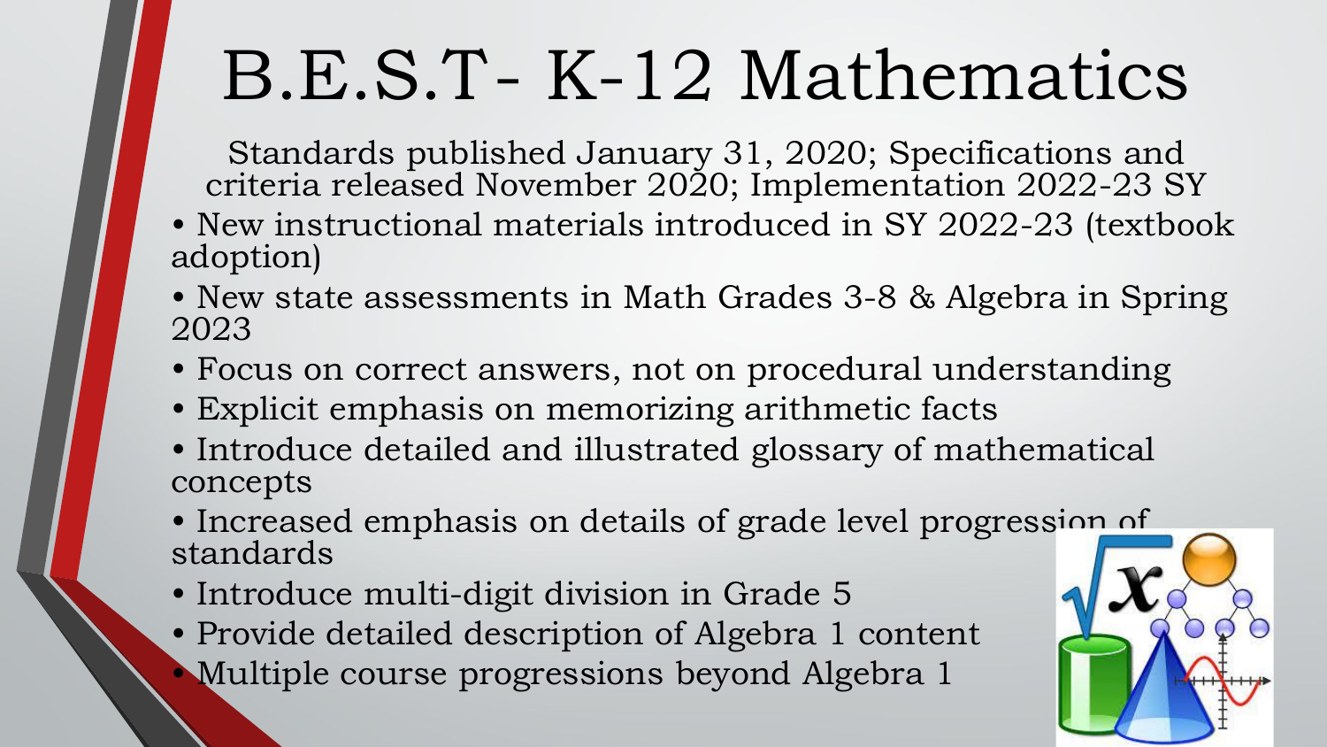# B.E.S.T- K-12 Mathematics

Standards published January 31, 2020; Specifications and criteria released November 2020; Implementation 2022-23 SY

- New instructional materials introduced in SY 2022-23 (textbook adoption)
- New state assessments in Math Grades 3-8 & Algebra in Spring 2023
- Focus on correct answers, not on procedural understanding
- Explicit emphasis on memorizing arithmetic facts
- Introduce detailed and illustrated glossary of mathematical concepts
- Increased emphasis on details of grade level progression of standards
- Introduce multi-digit division in Grade 5
- Provide detailed description of Algebra 1 content
- Multiple course progressions beyond Algebra 1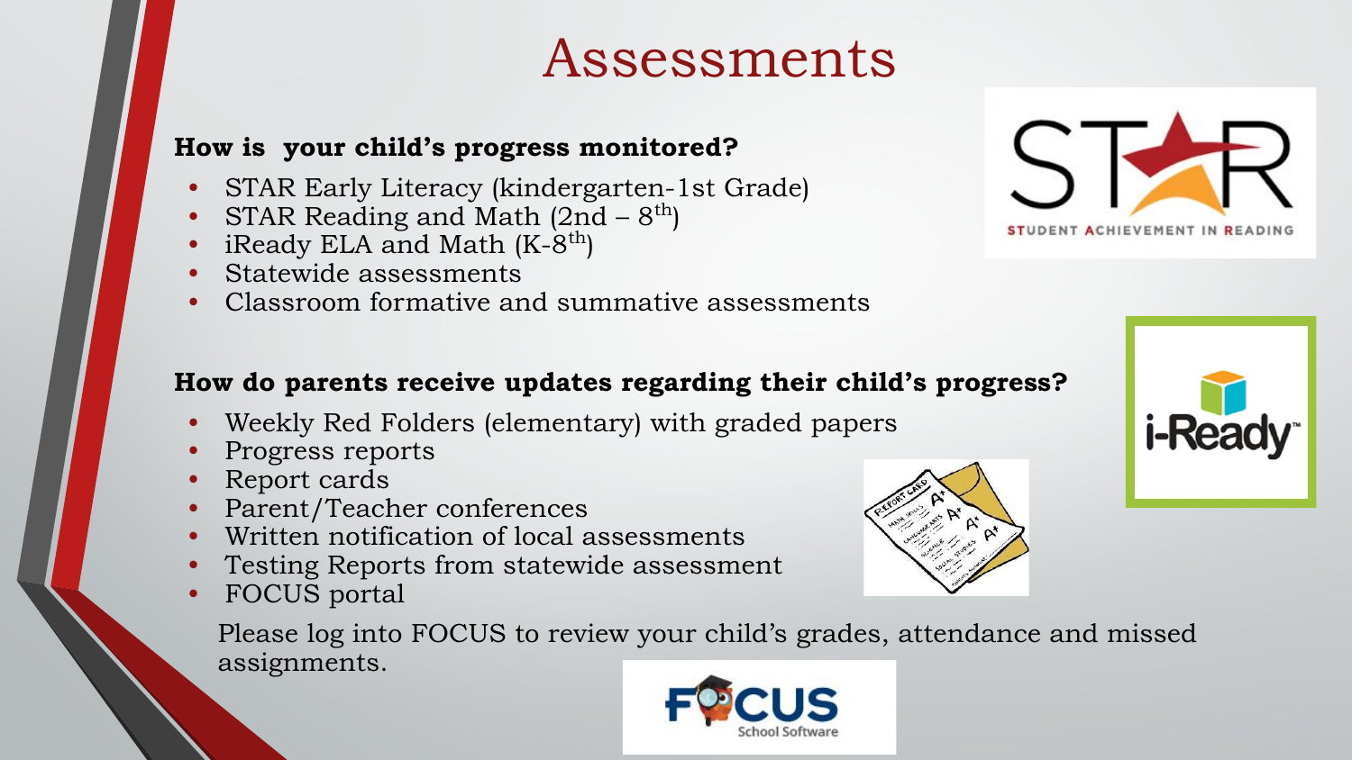# Assessments

**How is your child's progress monitored?**

- STAR Early Literacy (kindergarten-1st Grade)
- STAR Reading and Math (2nd – 8th)
- iReady ELA and Math (K-8th)
- Statewide assessments
- Classroom formative and summative assessments

**How do parents receive updates regarding their child's progress?**

- Weekly Red Folders (elementary) with graded papers
- Progress reports
- Report cards
- Parent/Teacher conferences
- Written notification of local assessments
- Testing Reports from statewide assessment
- FOCUS portal

Please log into FOCUS to review your child's grades, attendance and missed assignments.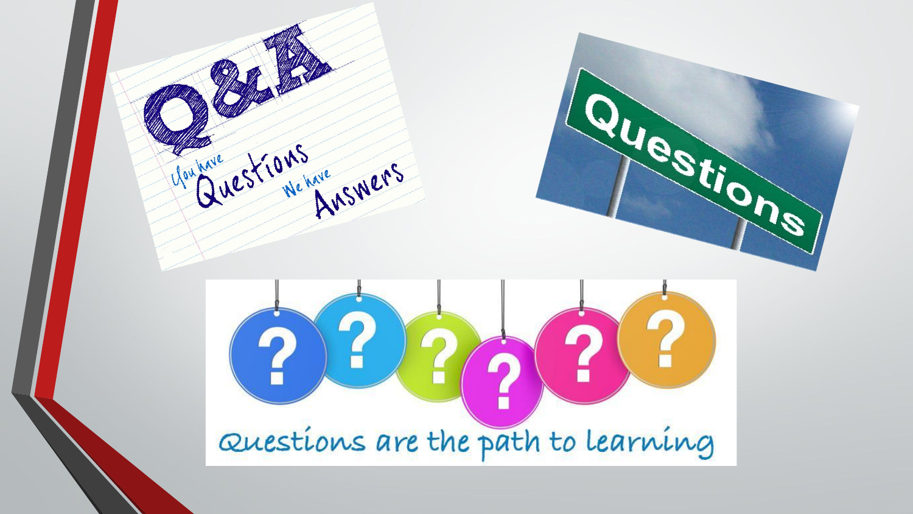Q&A

You have Questions We have Answers

Questions

Questions are the path to learning